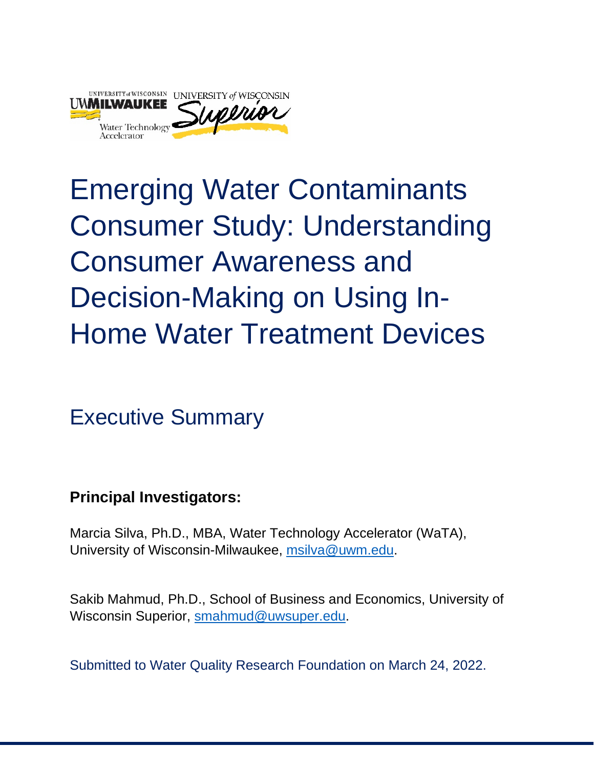# Emerging Water Contaminants Consumer Study: Understanding Consumer Awareness and Decision-Making on Using In-Home Water Treatment Devices

## Executive Summary

**Principal Investigators:**

Marcia Silva, Ph.D., MBA, Water Technology Accelerator (WaTA), University of Wisconsin-Milwaukee, msilva@uwm.edu.

Sakib Mahmud, Ph.D., School of Business and Economics, University of Wisconsin Superior, smahmud@uwsuper.edu.

Submitted to Water Quality Research Foundation on March 24, 2022.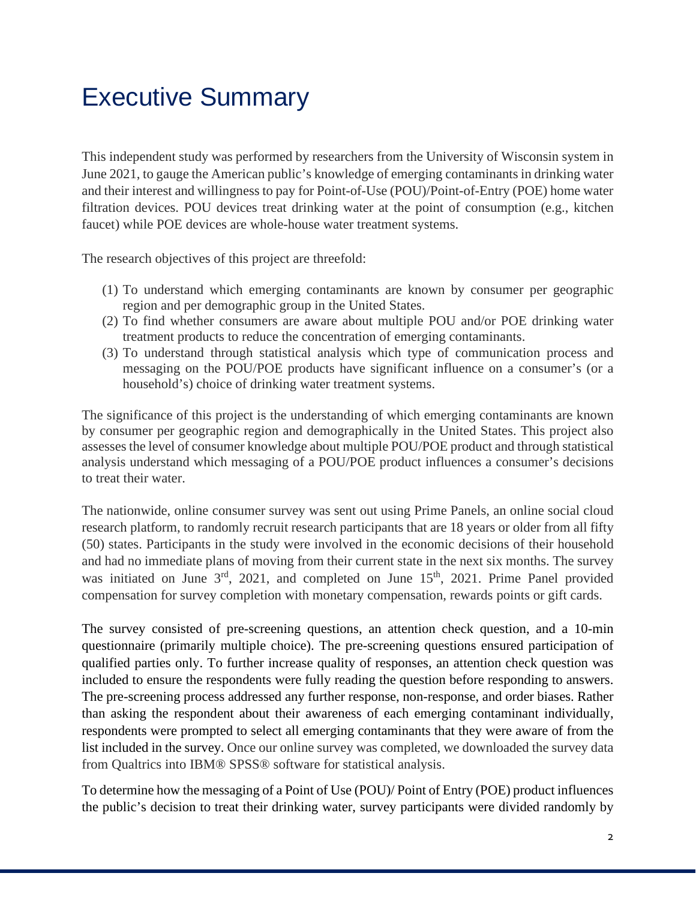# Executive Summary

This independent study was performed by researchers from the University of Wisconsin system in June 2021, to gauge the American public's knowledge of emerging contaminants in drinking water and their interest and willingness to pay for Point-of-Use (POU)/Point-of-Entry (POE) home water filtration devices. POU devices treat drinking water at the point of consumption (e.g., kitchen faucet) while POE devices are whole-house water treatment systems.

The research objectives of this project are threefold:

(1) To understand which emerging contaminants are known by consumer per geographic region and per demographic group in the United States.
(2) To find whether consumers are aware about multiple POU and/or POE drinking water treatment products to reduce the concentration of emerging contaminants.
(3) To understand through statistical analysis which type of communication process and messaging on the POU/POE products have significant influence on a consumer's (or a household's) choice of drinking water treatment systems.

The significance of this project is the understanding of which emerging contaminants are known by consumer per geographic region and demographically in the United States. This project also assesses the level of consumer knowledge about multiple POU/POE product and through statistical analysis understand which messaging of a POU/POE product influences a consumer's decisions to treat their water.

The nationwide, online consumer survey was sent out using Prime Panels, an online social cloud research platform, to randomly recruit research participants that are 18 years or older from all fifty (50) states. Participants in the study were involved in the economic decisions of their household and had no immediate plans of moving from their current state in the next six months. The survey was initiated on June 3rd, 2021, and completed on June 15th, 2021. Prime Panel provided compensation for survey completion with monetary compensation, rewards points or gift cards.

The survey consisted of pre-screening questions, an attention check question, and a 10-min questionnaire (primarily multiple choice). The pre-screening questions ensured participation of qualified parties only. To further increase quality of responses, an attention check question was included to ensure the respondents were fully reading the question before responding to answers. The pre-screening process addressed any further response, non-response, and order biases. Rather than asking the respondent about their awareness of each emerging contaminant individually, respondents were prompted to select all emerging contaminants that they were aware of from the list included in the survey. Once our online survey was completed, we downloaded the survey data from Qualtrics into IBM® SPSS® software for statistical analysis.

To determine how the messaging of a Point of Use (POU)/ Point of Entry (POE) product influences the public's decision to treat their drinking water, survey participants were divided randomly by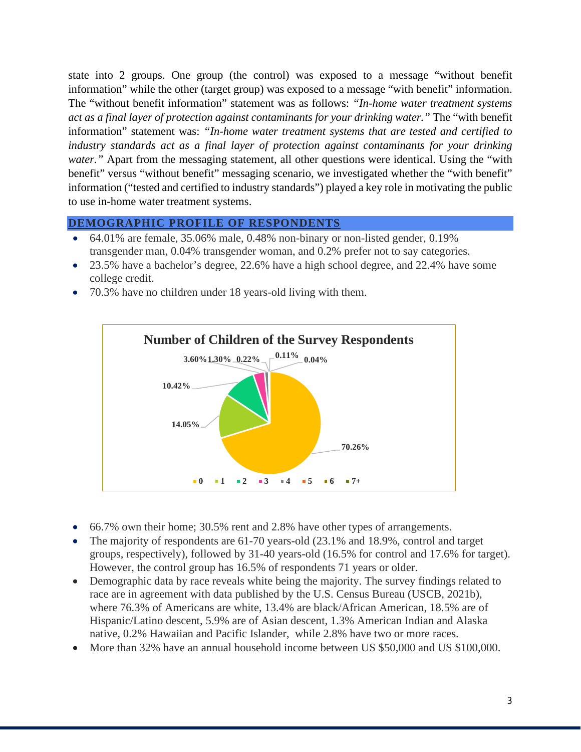state into 2 groups. One group (the control) was exposed to a message "without benefit information" while the other (target group) was exposed to a message "with benefit" information. The "without benefit information" statement was as follows: "*In-home water treatment systems act as a final layer of protection against contaminants for your drinking water.*" The "with benefit information" statement was: "*In-home water treatment systems that are tested and certified to industry standards act as a final layer of protection against contaminants for your drinking water.*" Apart from the messaging statement, all other questions were identical. Using the "with benefit" versus "without benefit" messaging scenario, we investigated whether the "with benefit" information ("tested and certified to industry standards") played a key role in motivating the public to use in-home water treatment systems.

## DEMOGRAPHIC PROFILE OF RESPONDENTS

- 64.01% are female, 35.06% male, 0.48% non-binary or non-listed gender, 0.19% transgender man, 0.04% transgender woman, and 0.2% prefer not to say categories.
- 23.5% have a bachelor's degree, 22.6% have a high school degree, and 22.4% have some college credit.
- 70.3% have no children under 18 years-old living with them.

**Number of Children of the Survey Respondents**

| Number of children | Percentage |
| --- | --- |
| 0 | 70.26% |
| 1 | 14.05% |
| 2 | 10.42% |
| 3 | 3.60% |
| 4 | 1.30% |
| 5 | 0.22% |
| 6 | 0.11% |
| 7+ | 0.04% |

- 66.7% own their home; 30.5% rent and 2.8% have other types of arrangements.
- The majority of respondents are 61-70 years-old (23.1% and 18.9%, control and target groups, respectively), followed by 31-40 years-old (16.5% for control and 17.6% for target). However, the control group has 16.5% of respondents 71 years or older.
- Demographic data by race reveals white being the majority. The survey findings related to race are in agreement with data published by the U.S. Census Bureau (USCB, 2021b), where 76.3% of Americans are white, 13.4% are black/African American, 18.5% are of Hispanic/Latino descent, 5.9% are of Asian descent, 1.3% American Indian and Alaska native, 0.2% Hawaiian and Pacific Islander, while 2.8% have two or more races.
- More than 32% have an annual household income between US $50,000 and US $100,000.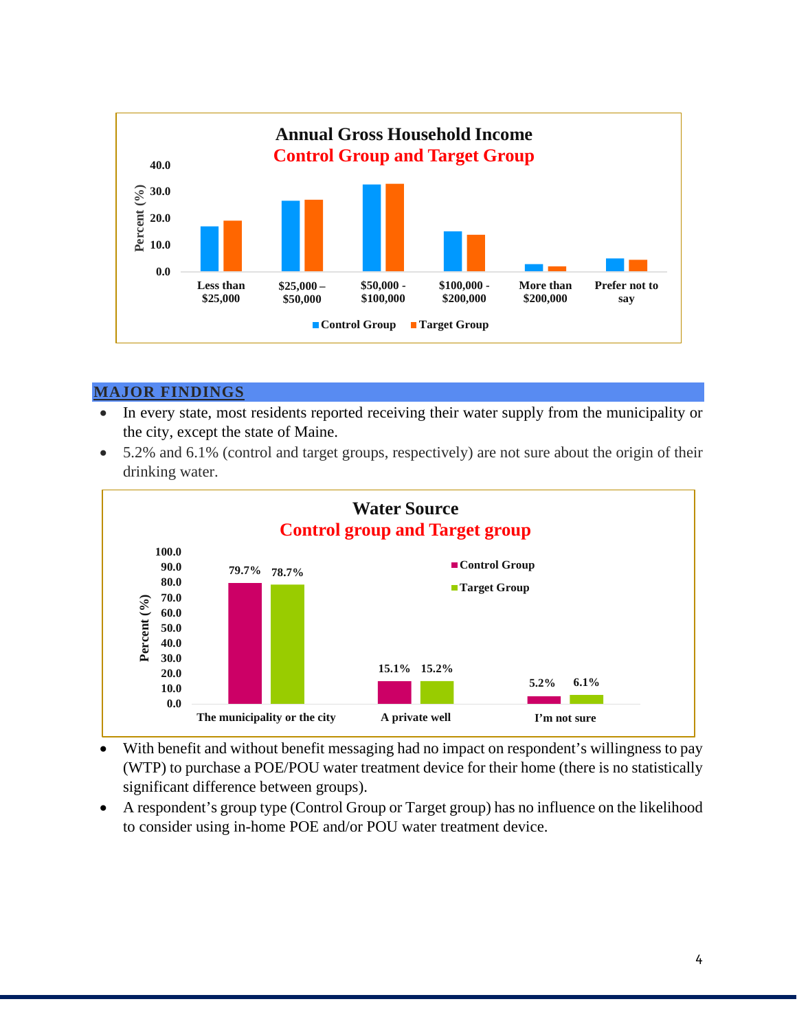**Annual Gross Household Income**
**Control Group and Target Group**

| | Less than $25,000 | $25,000 – $50,000 | $50,000 - $100,000 | $100,000 - $200,000 | More than $200,000 | Prefer not to say |
|---|---|---|---|---|---|---|
| Control Group | | | | | | |
| Target Group | | | | | | |

## MAJOR FINDINGS

- In every state, most residents reported receiving their water supply from the municipality or the city, except the state of Maine.
- 5.2% and 6.1% (control and target groups, respectively) are not sure about the origin of their drinking water.

**Water Source**
**Control group and Target group**

| | The municipality or the city | A private well | I'm not sure |
|---|---|---|---|
| Control Group | 79.7% | 15.1% | 5.2% |
| Target Group | 78.7% | 15.2% | 6.1% |

- With benefit and without benefit messaging had no impact on respondent's willingness to pay (WTP) to purchase a POE/POU water treatment device for their home (there is no statistically significant difference between groups).
- A respondent's group type (Control Group or Target group) has no influence on the likelihood to consider using in-home POE and/or POU water treatment device.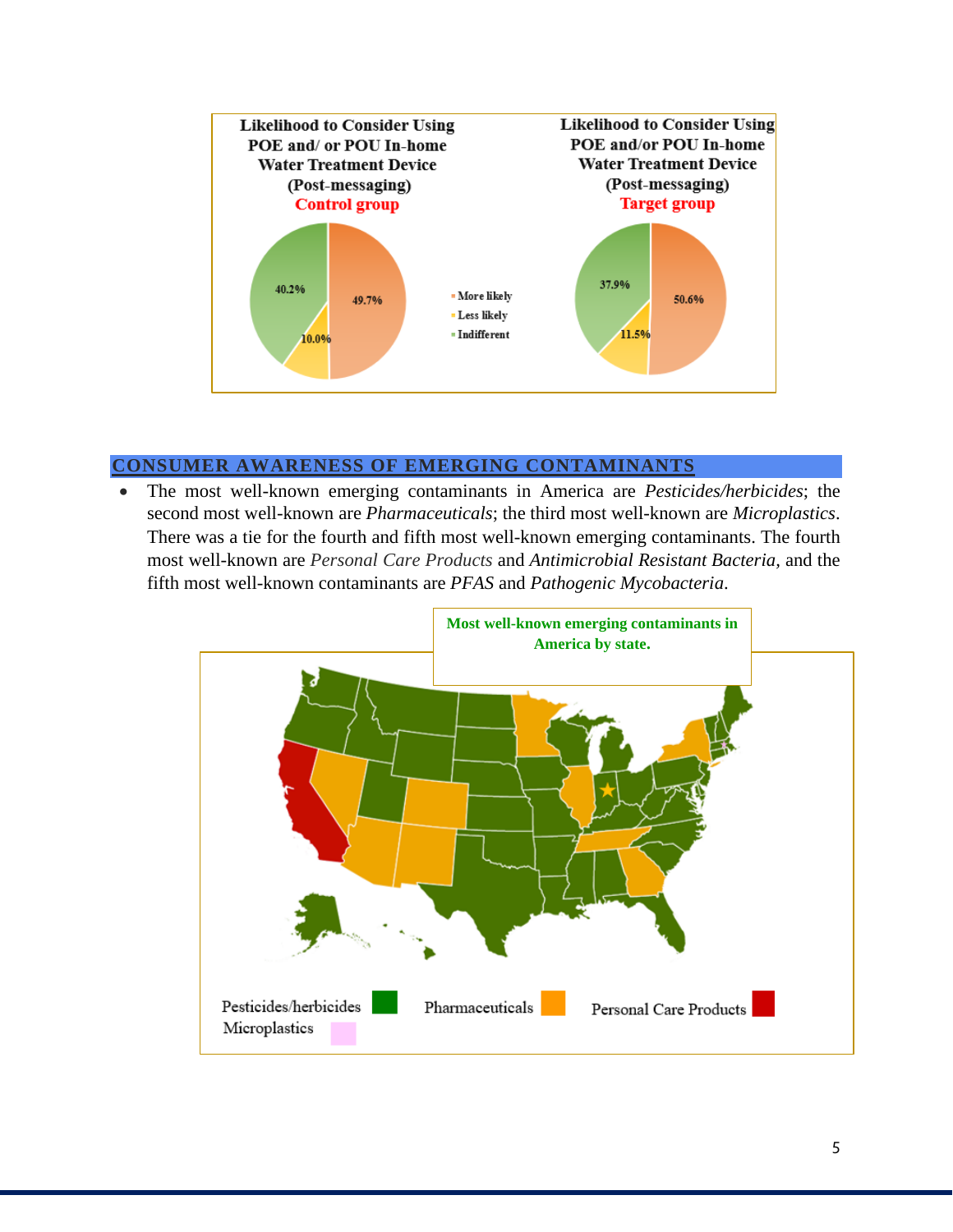Likelihood to Consider Using POE and/ or POU In-home Water Treatment Device (Post-messaging) **Control group**

- More likely: 49.7%
- Less likely: 10.0%
- Indifferent: 40.2%

Likelihood to Consider Using POE and/or POU In-home Water Treatment Device (Post-messaging) **Target group**

- More likely: 50.6%
- Less likely: 11.5%
- Indifferent: 37.9%

## CONSUMER AWARENESS OF EMERGING CONTAMINANTS

- The most well-known emerging contaminants in America are *Pesticides/herbicides*; the second most well-known are *Pharmaceuticals*; the third most well-known are *Microplastics*. There was a tie for the fourth and fifth most well-known emerging contaminants. The fourth most well-known are *Personal Care Products* and *Antimicrobial Resistant Bacteria*, and the fifth most well-known contaminants are *PFAS* and *Pathogenic Mycobacteria*.

**Most well-known emerging contaminants in America by state.**

Pesticides/herbicides | Pharmaceuticals | Personal Care Products | Microplastics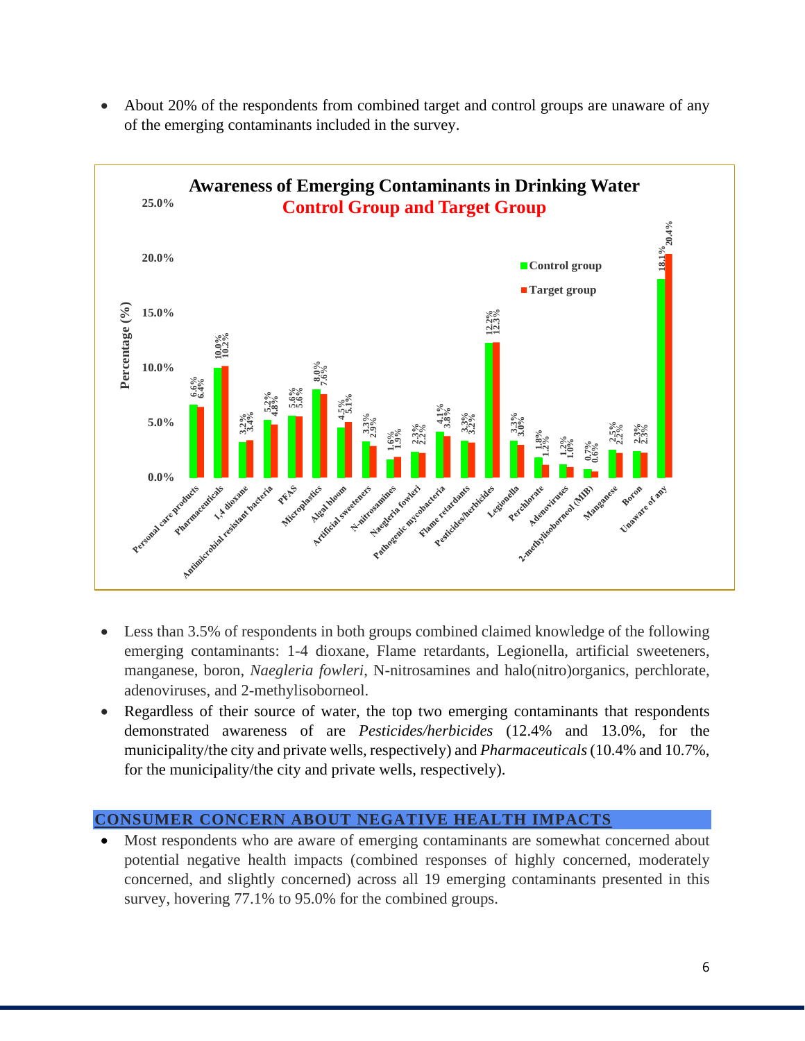- About 20% of the respondents from combined target and control groups are unaware of any of the emerging contaminants included in the survey.

**Awareness of Emerging Contaminants in Drinking Water**
**Control Group and Target Group**

| Contaminant | Control group | Target group |
|---|---|---|
| Personal care products | 6.6% | 6.4% |
| Pharmaceuticals | 10.0% | 10.2% |
| 1,4 dioxane | 3.2% | 3.4% |
| Antimicrobial resistant bacteria | 5.2% | 4.8% |
| PFAS | 5.6% | 5.6% |
| Microplastics | 8.0% | 7.6% |
| Algal bloom | 4.5% | 5.1% |
| Artificial sweeteners | 3.3% | 2.9% |
| N-nitrosamines | 1.6% | 1.9% |
| Naegleria fowleri | 2.3% | 2.2% |
| Pathogenic mycobacteria | 4.1% | 3.8% |
| Flame retardants | 3.3% | 3.2% |
| Pesticides/herbicides | 12.2% | 12.3% |
| Legionella | 3.3% | 3.0% |
| Perchlorate | 1.8% | 1.2% |
| Adenoviruses | 1.2% | 1.0% |
| 2-methylisoborneol (MIB) | 0.7% | 0.6% |
| Manganese | 2.5% | 2.2% |
| Boron | 2.3% | 2.3% |
| Unaware of any | 18.1% | 20.4% |

- Less than 3.5% of respondents in both groups combined claimed knowledge of the following emerging contaminants: 1-4 dioxane, Flame retardants, Legionella, artificial sweeteners, manganese, boron, *Naegleria fowleri*, N-nitrosamines and halo(nitro)organics, perchlorate, adenoviruses, and 2-methylisoborneol.
- Regardless of their source of water, the top two emerging contaminants that respondents demonstrated awareness of are *Pesticides/herbicides* (12.4% and 13.0%, for the municipality/the city and private wells, respectively) and *Pharmaceuticals* (10.4% and 10.7%, for the municipality/the city and private wells, respectively).

## CONSUMER CONCERN ABOUT NEGATIVE HEALTH IMPACTS

- Most respondents who are aware of emerging contaminants are somewhat concerned about potential negative health impacts (combined responses of highly concerned, moderately concerned, and slightly concerned) across all 19 emerging contaminants presented in this survey, hovering 77.1% to 95.0% for the combined groups.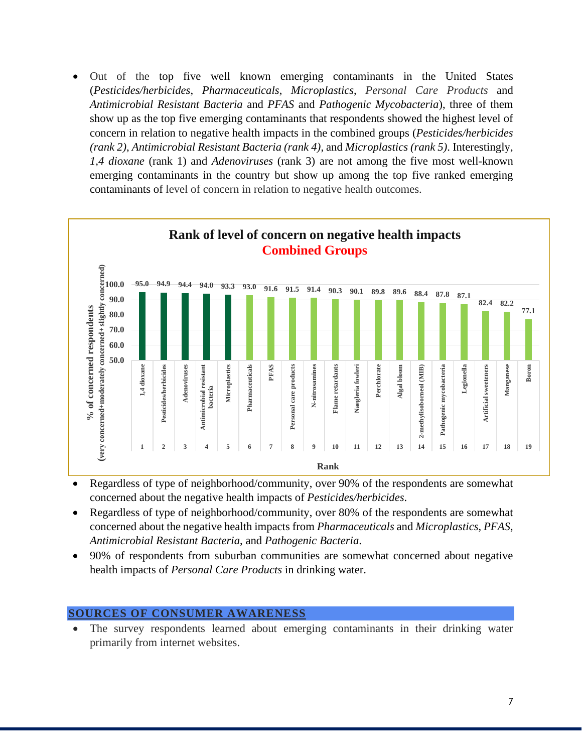- Out of the top five well known emerging contaminants in the United States (*Pesticides/herbicides*, *Pharmaceuticals*, *Microplastics*, *Personal Care Products* and *Antimicrobial Resistant Bacteria* and *PFAS* and *Pathogenic Mycobacteria*), three of them show up as the top five emerging contaminants that respondents showed the highest level of concern in relation to negative health impacts in the combined groups (*Pesticides/herbicides (rank 2)*, *Antimicrobial Resistant Bacteria (rank 4)*, and *Microplastics (rank 5)*. Interestingly, *1,4 dioxane* (rank 1) and *Adenoviruses* (rank 3) are not among the five most well-known emerging contaminants in the country but show up among the top five ranked emerging contaminants of level of concern in relation to negative health outcomes.

**Rank of level of concern on negative health impacts**
**Combined Groups**

| Rank | Contaminant | % of concerned respondents (very concerned+moderately concerned+slightly concerned) |
|---|---|---|
| 1 | 1,4 dioxane | 95.0 |
| 2 | Pesticides/herbicides | 94.9 |
| 3 | Adenoviruses | 94.4 |
| 4 | Antimicrobial resistant bacteria | 94.0 |
| 5 | Microplastics | 93.3 |
| 6 | Pharmaceuticals | 93.0 |
| 7 | PFAS | 91.6 |
| 8 | Personal care products | 91.5 |
| 9 | N-nitrosamines | 91.4 |
| 10 | Flame retardants | 90.3 |
| 11 | Naegleria fowleri | 90.1 |
| 12 | Perchlorate | 89.8 |
| 13 | Algal bloom | 89.6 |
| 14 | 2-methylisoborneol (MIB) | 88.4 |
| 15 | Pathogenic mycobacteria | 87.8 |
| 16 | Legionella | 87.1 |
| 17 | Artificial sweeteners | 82.4 |
| 18 | Manganese | 82.2 |
| 19 | Boron | 77.1 |

- Regardless of type of neighborhood/community, over 90% of the respondents are somewhat concerned about the negative health impacts of *Pesticides/herbicides*.
- Regardless of type of neighborhood/community, over 80% of the respondents are somewhat concerned about the negative health impacts from *Pharmaceuticals* and *Microplastics*, *PFAS*, *Antimicrobial Resistant Bacteria*, and *Pathogenic Bacteria*.
- 90% of respondents from suburban communities are somewhat concerned about negative health impacts of *Personal Care Products* in drinking water.

## SOURCES OF CONSUMER AWARENESS

- The survey respondents learned about emerging contaminants in their drinking water primarily from internet websites.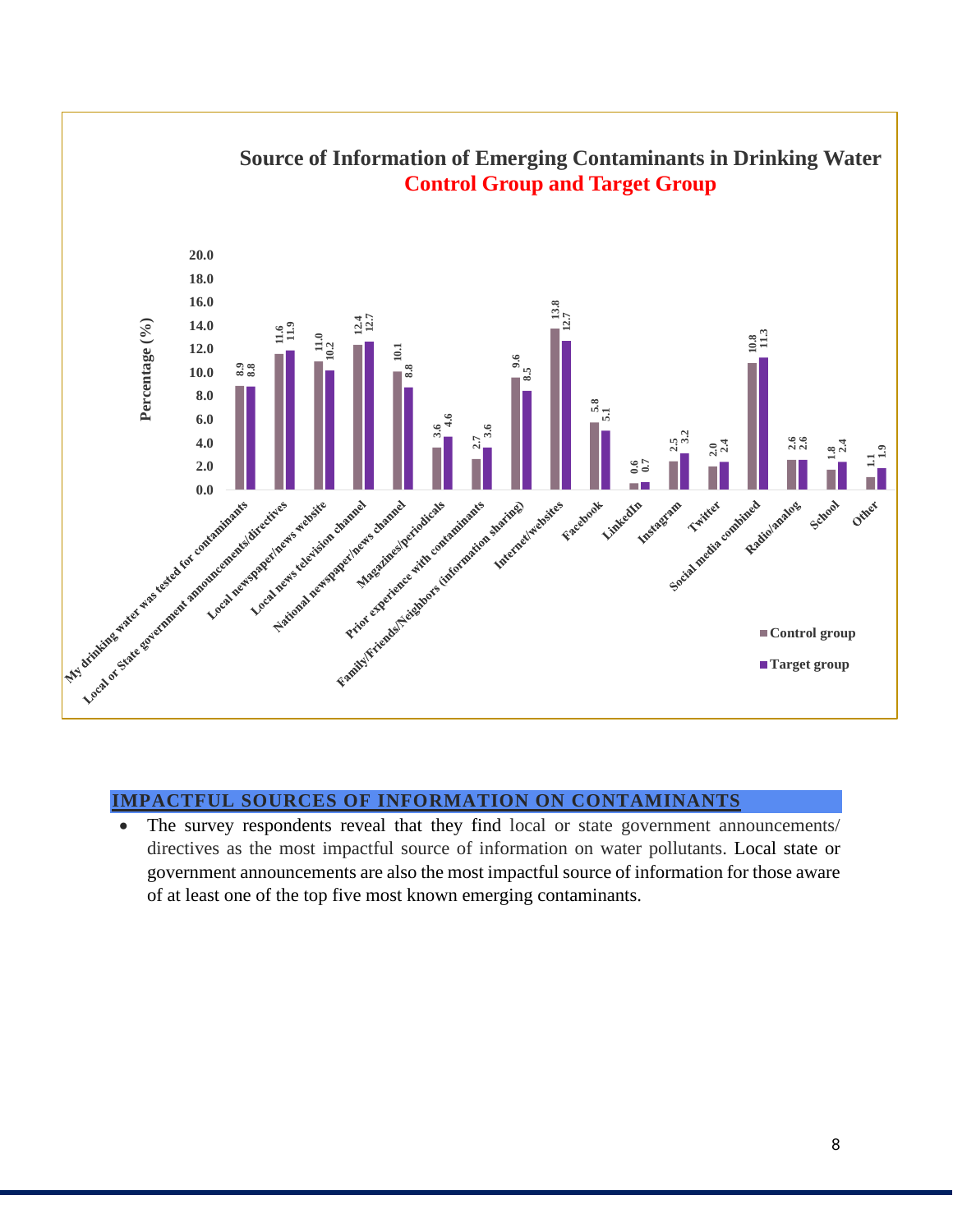## Source of Information of Emerging Contaminants in Drinking Water
### Control Group and Target Group

| Source | Control group (%) | Target group (%) |
|---|---|---|
| My drinking water was tested for contaminants | 8.9 | 8.8 |
| Local or State government announcements/directives | 11.6 | 11.9 |
| Local newspaper/news website | 11.0 | 10.2 |
| Local news television channel | 12.4 | 12.7 |
| National newspaper/news channel | 10.1 | 8.8 |
| Magazines/periodicals | 3.6 | 4.6 |
| Prior experience with contaminants | 2.7 | 3.6 |
| Family/Friends/Neighbors (information sharing) | 9.6 | 8.5 |
| Internet/websites | 13.8 | 12.7 |
| Facebook | 5.8 | 5.1 |
| LinkedIn | 0.6 | 0.7 |
| Instagram | 2.5 | 3.2 |
| Twitter | 2.0 | 2.4 |
| Social media combined | 10.8 | 11.3 |
| Radio/analog | 2.6 | 2.6 |
| School | 1.8 | 2.4 |
| Other | 1.1 | 1.9 |

## IMPACTFUL SOURCES OF INFORMATION ON CONTAMINANTS

- The survey respondents reveal that they find local or state government announcements/ directives as the most impactful source of information on water pollutants. Local state or government announcements are also the most impactful source of information for those aware of at least one of the top five most known emerging contaminants.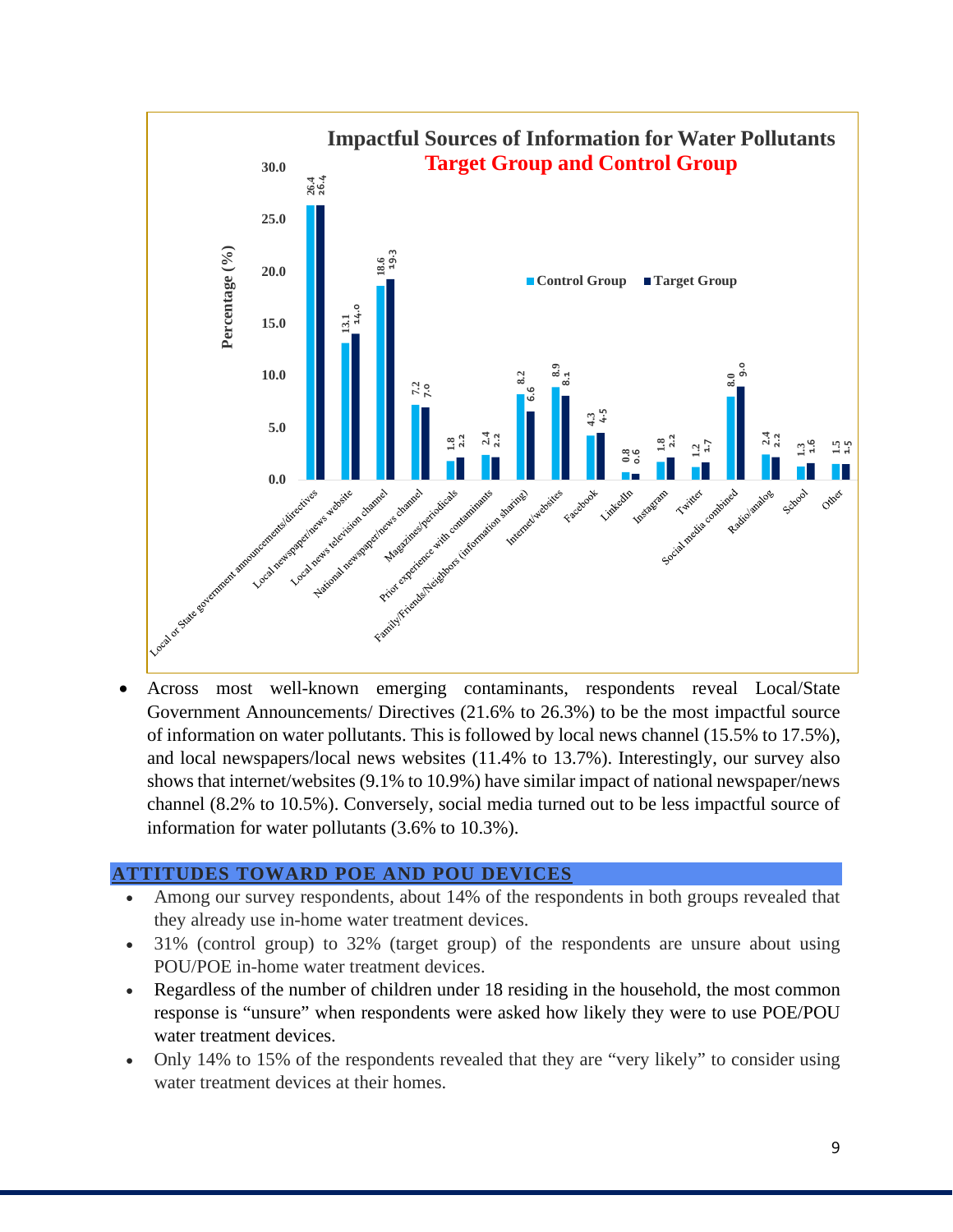**Impactful Sources of Information for Water Pollutants**
**Target Group and Control Group**

| Source | Control Group (%) | Target Group (%) |
|---|---|---|
| Local or State government announcements/directives | 26.4 | 26.4 |
| Local newspaper/news website | 13.1 | 14.0 |
| Local news television channel | 18.6 | 19.3 |
| National newspaper/news channel | 7.2 | 7.0 |
| Magazines/periodicals | 1.8 | 2.2 |
| Prior experience with contaminants | 2.4 | 2.2 |
| Family/Friends/Neighbors (information sharing) | 8.2 | 6.6 |
| Internet/websites | 8.9 | 8.1 |
| Facebook | 4.3 | 4.5 |
| LinkedIn | 0.8 | 0.6 |
| Instagram | 1.8 | 2.2 |
| Twitter | 1.2 | 1.7 |
| Social media combined | 8.0 | 9.0 |
| Radio/analog | 2.4 | 2.2 |
| School | 1.3 | 1.6 |
| Other | 1.5 | 1.5 |

- Across most well-known emerging contaminants, respondents reveal Local/State Government Announcements/ Directives (21.6% to 26.3%) to be the most impactful source of information on water pollutants. This is followed by local news channel (15.5% to 17.5%), and local newspapers/local news websites (11.4% to 13.7%). Interestingly, our survey also shows that internet/websites (9.1% to 10.9%) have similar impact of national newspaper/news channel (8.2% to 10.5%). Conversely, social media turned out to be less impactful source of information for water pollutants (3.6% to 10.3%).

## ATTITUDES TOWARD POE AND POU DEVICES

- Among our survey respondents, about 14% of the respondents in both groups revealed that they already use in-home water treatment devices.
- 31% (control group) to 32% (target group) of the respondents are unsure about using POU/POE in-home water treatment devices.
- Regardless of the number of children under 18 residing in the household, the most common response is "unsure" when respondents were asked how likely they were to use POE/POU water treatment devices.
- Only 14% to 15% of the respondents revealed that they are "very likely" to consider using water treatment devices at their homes.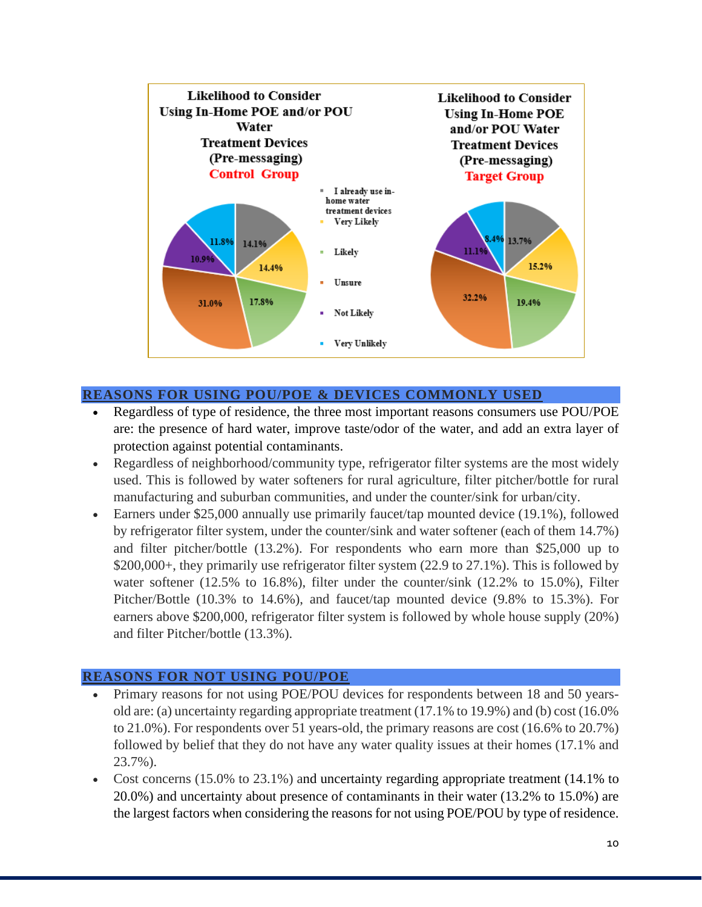**Likelihood to Consider Using In-Home POE and/or POU Water Treatment Devices (Pre-messaging) Control Group**

**Likelihood to Consider Using In-Home POE and/or POU Water Treatment Devices (Pre-messaging) Target Group**

| Response | Control Group | Target Group |
|---|---|---|
| I already use in-home water treatment devices | 14.1% | 13.7% |
| Very Likely | 14.4% | 15.2% |
| Likely | 17.8% | 19.4% |
| Unsure | 31.0% | 32.2% |
| Not Likely | 10.9% | 11.1% |
| Very Unlikely | 11.8% | 8.4% |

## REASONS FOR USING POU/POE & DEVICES COMMONLY USED

- Regardless of type of residence, the three most important reasons consumers use POU/POE are: the presence of hard water, improve taste/odor of the water, and add an extra layer of protection against potential contaminants.
- Regardless of neighborhood/community type, refrigerator filter systems are the most widely used. This is followed by water softeners for rural agriculture, filter pitcher/bottle for rural manufacturing and suburban communities, and under the counter/sink for urban/city.
- Earners under $25,000 annually use primarily faucet/tap mounted device (19.1%), followed by refrigerator filter system, under the counter/sink and water softener (each of them 14.7%) and filter pitcher/bottle (13.2%). For respondents who earn more than $25,000 up to $200,000+, they primarily use refrigerator filter system (22.9 to 27.1%). This is followed by water softener (12.5% to 16.8%), filter under the counter/sink (12.2% to 15.0%), Filter Pitcher/Bottle (10.3% to 14.6%), and faucet/tap mounted device (9.8% to 15.3%). For earners above $200,000, refrigerator filter system is followed by whole house supply (20%) and filter Pitcher/bottle (13.3%).

## REASONS FOR NOT USING POU/POE

- Primary reasons for not using POE/POU devices for respondents between 18 and 50 years-old are: (a) uncertainty regarding appropriate treatment (17.1% to 19.9%) and (b) cost (16.0% to 21.0%). For respondents over 51 years-old, the primary reasons are cost (16.6% to 20.7%) followed by belief that they do not have any water quality issues at their homes (17.1% and 23.7%).
- Cost concerns (15.0% to 23.1%) and uncertainty regarding appropriate treatment (14.1% to 20.0%) and uncertainty about presence of contaminants in their water (13.2% to 15.0%) are the largest factors when considering the reasons for not using POE/POU by type of residence.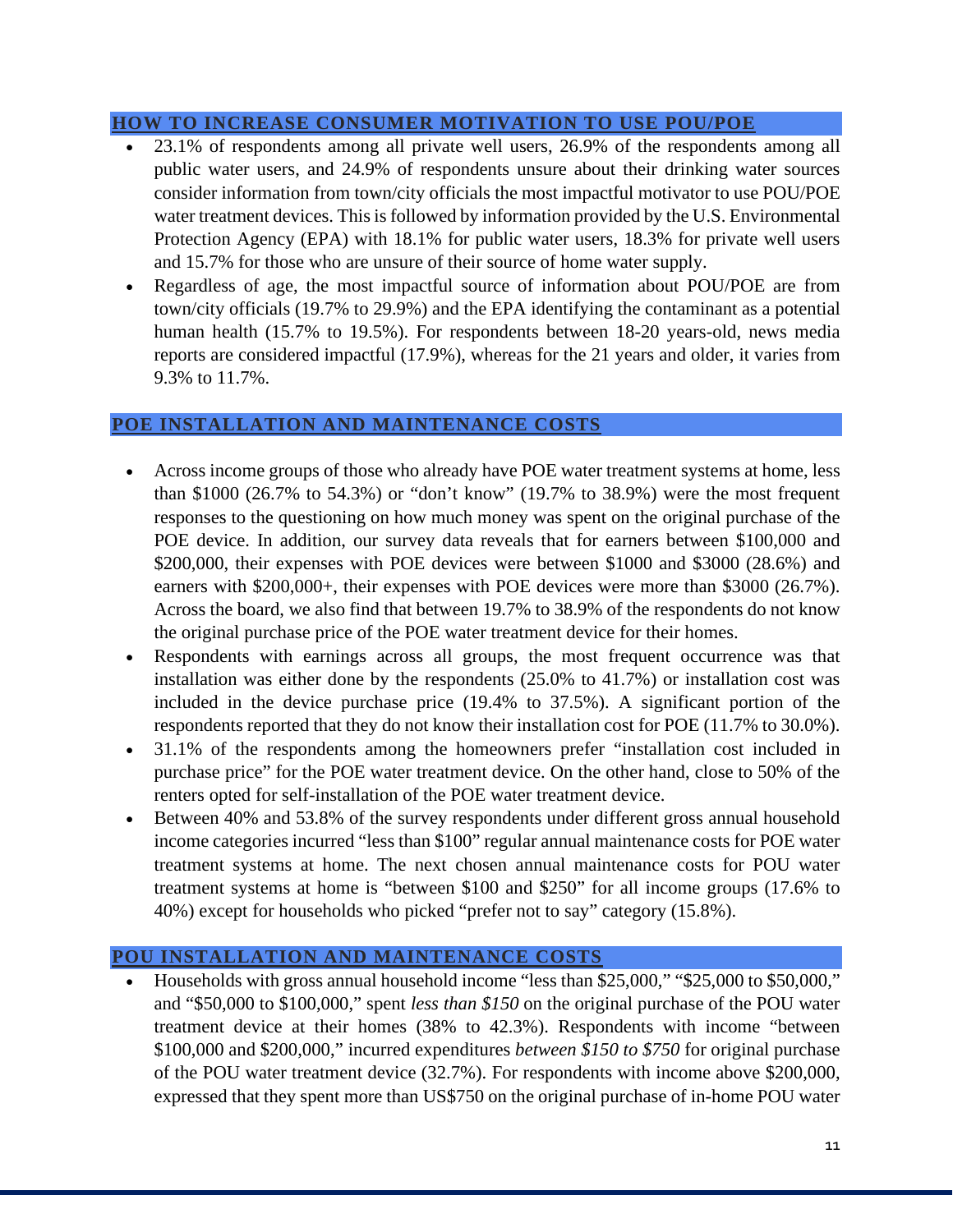## HOW TO INCREASE CONSUMER MOTIVATION TO USE POU/POE

- 23.1% of respondents among all private well users, 26.9% of the respondents among all public water users, and 24.9% of respondents unsure about their drinking water sources consider information from town/city officials the most impactful motivator to use POU/POE water treatment devices. This is followed by information provided by the U.S. Environmental Protection Agency (EPA) with 18.1% for public water users, 18.3% for private well users and 15.7% for those who are unsure of their source of home water supply.
- Regardless of age, the most impactful source of information about POU/POE are from town/city officials (19.7% to 29.9%) and the EPA identifying the contaminant as a potential human health (15.7% to 19.5%). For respondents between 18-20 years-old, news media reports are considered impactful (17.9%), whereas for the 21 years and older, it varies from 9.3% to 11.7%.

## POE INSTALLATION AND MAINTENANCE COSTS

- Across income groups of those who already have POE water treatment systems at home, less than $1000 (26.7% to 54.3%) or "don't know" (19.7% to 38.9%) were the most frequent responses to the questioning on how much money was spent on the original purchase of the POE device. In addition, our survey data reveals that for earners between $100,000 and $200,000, their expenses with POE devices were between $1000 and $3000 (28.6%) and earners with $200,000+, their expenses with POE devices were more than $3000 (26.7%). Across the board, we also find that between 19.7% to 38.9% of the respondents do not know the original purchase price of the POE water treatment device for their homes.
- Respondents with earnings across all groups, the most frequent occurrence was that installation was either done by the respondents (25.0% to 41.7%) or installation cost was included in the device purchase price (19.4% to 37.5%). A significant portion of the respondents reported that they do not know their installation cost for POE (11.7% to 30.0%).
- 31.1% of the respondents among the homeowners prefer "installation cost included in purchase price" for the POE water treatment device. On the other hand, close to 50% of the renters opted for self-installation of the POE water treatment device.
- Between 40% and 53.8% of the survey respondents under different gross annual household income categories incurred "less than $100" regular annual maintenance costs for POE water treatment systems at home. The next chosen annual maintenance costs for POU water treatment systems at home is "between $100 and $250" for all income groups (17.6% to 40%) except for households who picked "prefer not to say" category (15.8%).

## POU INSTALLATION AND MAINTENANCE COSTS

- Households with gross annual household income "less than $25,000," "$25,000 to $50,000," and "$50,000 to $100,000," spent *less than $150* on the original purchase of the POU water treatment device at their homes (38% to 42.3%). Respondents with income "between $100,000 and $200,000," incurred expenditures *between $150 to $750* for original purchase of the POU water treatment device (32.7%). For respondents with income above $200,000, expressed that they spent more than US$750 on the original purchase of in-home POU water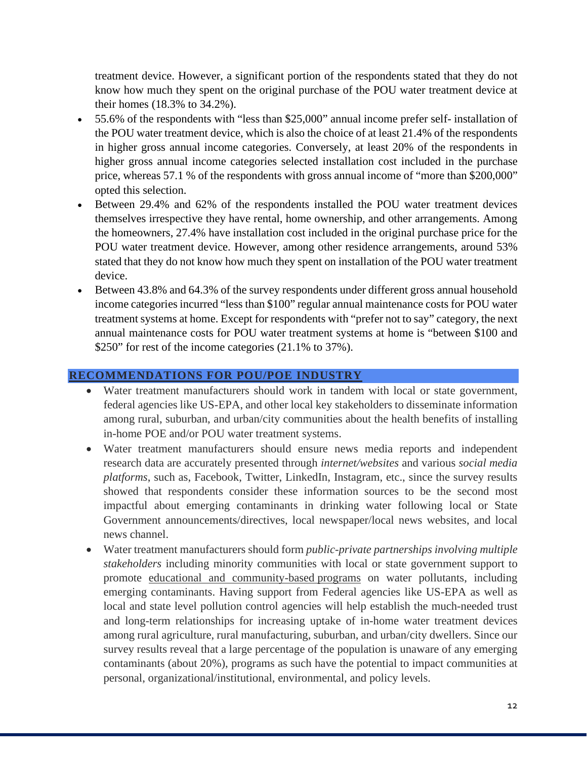treatment device. However, a significant portion of the respondents stated that they do not know how much they spent on the original purchase of the POU water treatment device at their homes (18.3% to 34.2%).

- 55.6% of the respondents with "less than $25,000" annual income prefer self- installation of the POU water treatment device, which is also the choice of at least 21.4% of the respondents in higher gross annual income categories. Conversely, at least 20% of the respondents in higher gross annual income categories selected installation cost included in the purchase price, whereas 57.1 % of the respondents with gross annual income of "more than $200,000" opted this selection.
- Between 29.4% and 62% of the respondents installed the POU water treatment devices themselves irrespective they have rental, home ownership, and other arrangements. Among the homeowners, 27.4% have installation cost included in the original purchase price for the POU water treatment device. However, among other residence arrangements, around 53% stated that they do not know how much they spent on installation of the POU water treatment device.
- Between 43.8% and 64.3% of the survey respondents under different gross annual household income categories incurred "less than $100" regular annual maintenance costs for POU water treatment systems at home. Except for respondents with "prefer not to say" category, the next annual maintenance costs for POU water treatment systems at home is "between $100 and $250" for rest of the income categories (21.1% to 37%).

## RECOMMENDATIONS FOR POU/POE INDUSTRY

- Water treatment manufacturers should work in tandem with local or state government, federal agencies like US-EPA, and other local key stakeholders to disseminate information among rural, suburban, and urban/city communities about the health benefits of installing in-home POE and/or POU water treatment systems.
- Water treatment manufacturers should ensure news media reports and independent research data are accurately presented through *internet/websites* and various *social media platforms*, such as, Facebook, Twitter, LinkedIn, Instagram, etc., since the survey results showed that respondents consider these information sources to be the second most impactful about emerging contaminants in drinking water following local or State Government announcements/directives, local newspaper/local news websites, and local news channel.
- Water treatment manufacturers should form *public-private partnerships involving multiple stakeholders* including minority communities with local or state government support to promote educational and community-based programs on water pollutants, including emerging contaminants. Having support from Federal agencies like US-EPA as well as local and state level pollution control agencies will help establish the much-needed trust and long-term relationships for increasing uptake of in-home water treatment devices among rural agriculture, rural manufacturing, suburban, and urban/city dwellers. Since our survey results reveal that a large percentage of the population is unaware of any emerging contaminants (about 20%), programs as such have the potential to impact communities at personal, organizational/institutional, environmental, and policy levels.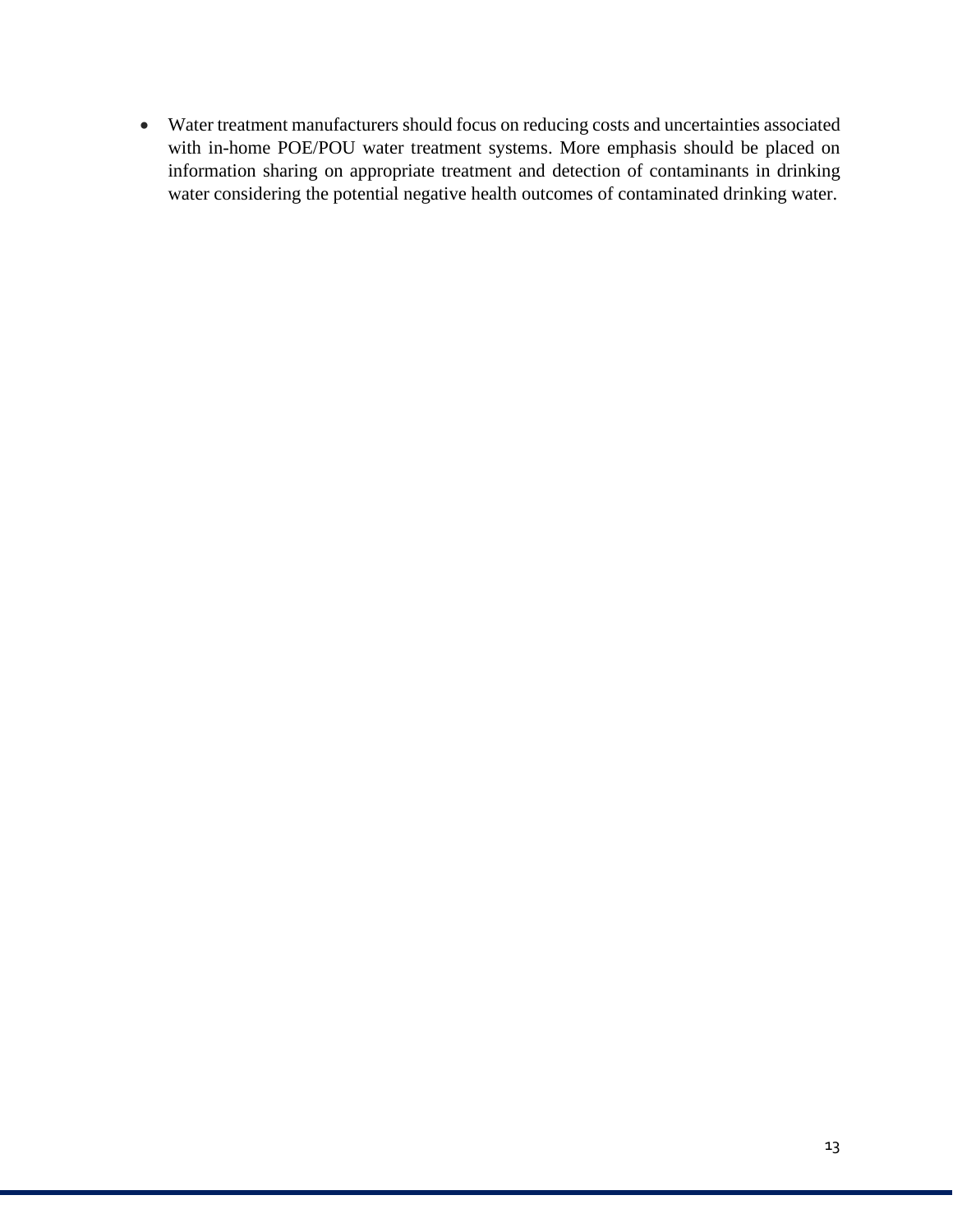- Water treatment manufacturers should focus on reducing costs and uncertainties associated with in-home POE/POU water treatment systems. More emphasis should be placed on information sharing on appropriate treatment and detection of contaminants in drinking water considering the potential negative health outcomes of contaminated drinking water.